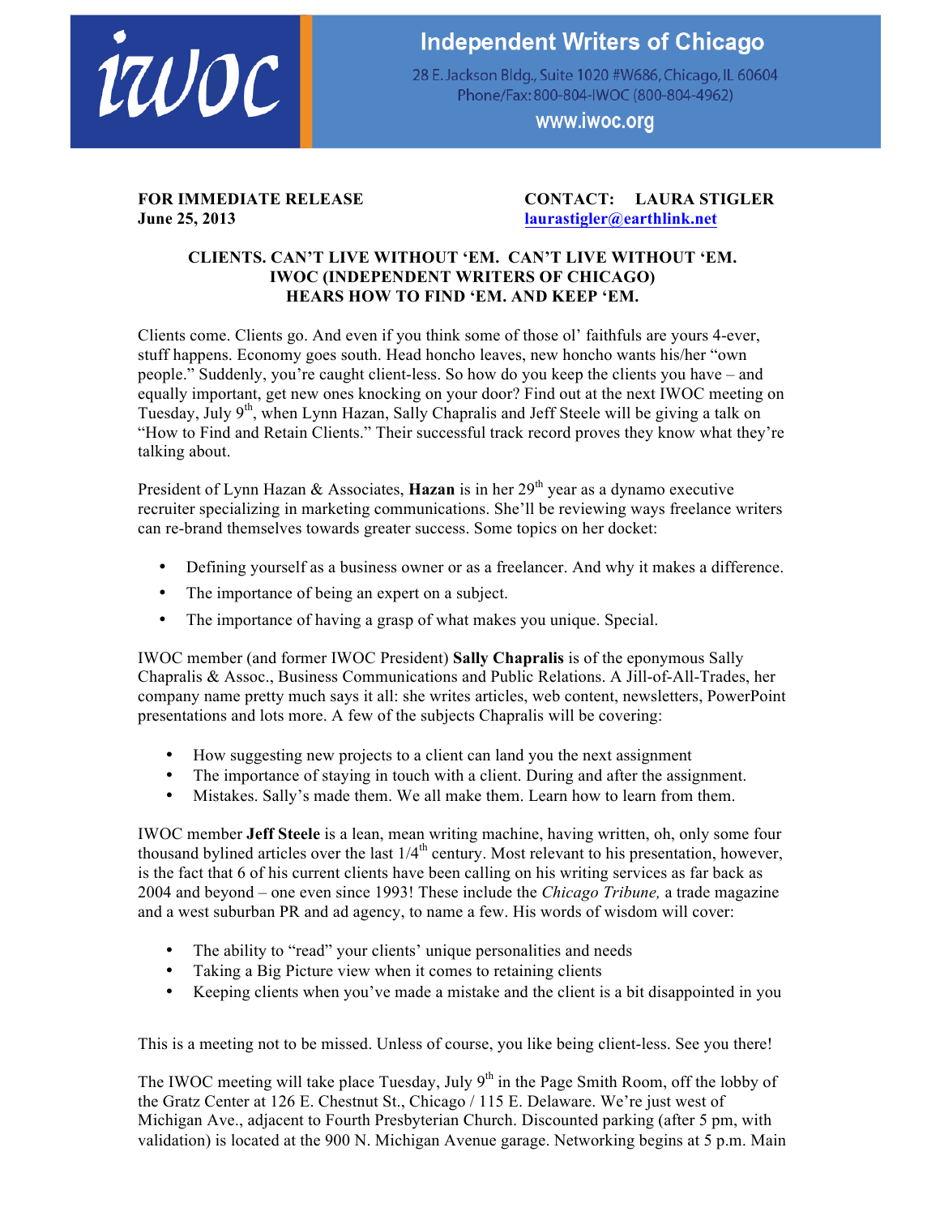iwoc

# Independent Writers of Chicago

28 E. Jackson Bldg., Suite 1020 #W686, Chicago, IL 60604
Phone/Fax: 800-804-IWOC (800-804-4962)
www.iwoc.org

**FOR IMMEDIATE RELEASE**
**June 25, 2013**

**CONTACT: LAURA STIGLER**
**laurastigler@earthlink.net**

## CLIENTS. CAN'T LIVE WITHOUT 'EM. CAN'T LIVE WITHOUT 'EM. IWOC (INDEPENDENT WRITERS OF CHICAGO) HEARS HOW TO FIND 'EM. AND KEEP 'EM.

Clients come. Clients go. And even if you think some of those ol' faithfuls are yours 4-ever, stuff happens. Economy goes south. Head honcho leaves, new honcho wants his/her "own people." Suddenly, you're caught client-less. So how do you keep the clients you have – and equally important, get new ones knocking on your door? Find out at the next IWOC meeting on Tuesday, July 9th, when Lynn Hazan, Sally Chapralis and Jeff Steele will be giving a talk on "How to Find and Retain Clients." Their successful track record proves they know what they're talking about.

President of Lynn Hazan & Associates, **Hazan** is in her 29th year as a dynamo executive recruiter specializing in marketing communications. She'll be reviewing ways freelance writers can re-brand themselves towards greater success. Some topics on her docket:

- Defining yourself as a business owner or as a freelancer. And why it makes a difference.
- The importance of being an expert on a subject.
- The importance of having a grasp of what makes you unique. Special.

IWOC member (and former IWOC President) **Sally Chapralis** is of the eponymous Sally Chapralis & Assoc., Business Communications and Public Relations. A Jill-of-All-Trades, her company name pretty much says it all: she writes articles, web content, newsletters, PowerPoint presentations and lots more. A few of the subjects Chapralis will be covering:

- How suggesting new projects to a client can land you the next assignment
- The importance of staying in touch with a client. During and after the assignment.
- Mistakes. Sally's made them. We all make them. Learn how to learn from them.

IWOC member **Jeff Steele** is a lean, mean writing machine, having written, oh, only some four thousand bylined articles over the last 1/4th century. Most relevant to his presentation, however, is the fact that 6 of his current clients have been calling on his writing services as far back as 2004 and beyond – one even since 1993! These include the *Chicago Tribune,* a trade magazine and a west suburban PR and ad agency, to name a few. His words of wisdom will cover:

- The ability to "read" your clients' unique personalities and needs
- Taking a Big Picture view when it comes to retaining clients
- Keeping clients when you've made a mistake and the client is a bit disappointed in you

This is a meeting not to be missed. Unless of course, you like being client-less. See you there!

The IWOC meeting will take place Tuesday, July 9th in the Page Smith Room, off the lobby of the Gratz Center at 126 E. Chestnut St., Chicago / 115 E. Delaware. We're just west of Michigan Ave., adjacent to Fourth Presbyterian Church. Discounted parking (after 5 pm, with validation) is located at the 900 N. Michigan Avenue garage. Networking begins at 5 p.m. Main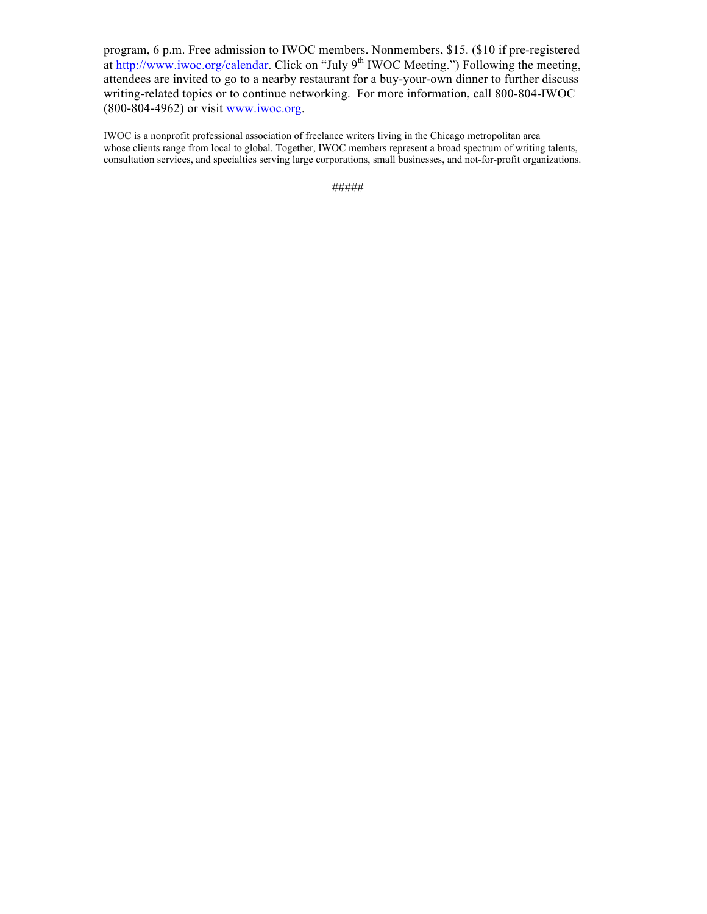program, 6 p.m. Free admission to IWOC members. Nonmembers, $15. ($10 if pre-registered at http://www.iwoc.org/calendar. Click on "July 9th IWOC Meeting.") Following the meeting, attendees are invited to go to a nearby restaurant for a buy-your-own dinner to further discuss writing-related topics or to continue networking.  For more information, call 800-804-IWOC (800-804-4962) or visit www.iwoc.org.

IWOC is a nonprofit professional association of freelance writers living in the Chicago metropolitan area whose clients range from local to global. Together, IWOC members represent a broad spectrum of writing talents, consultation services, and specialties serving large corporations, small businesses, and not-for-profit organizations.

#####